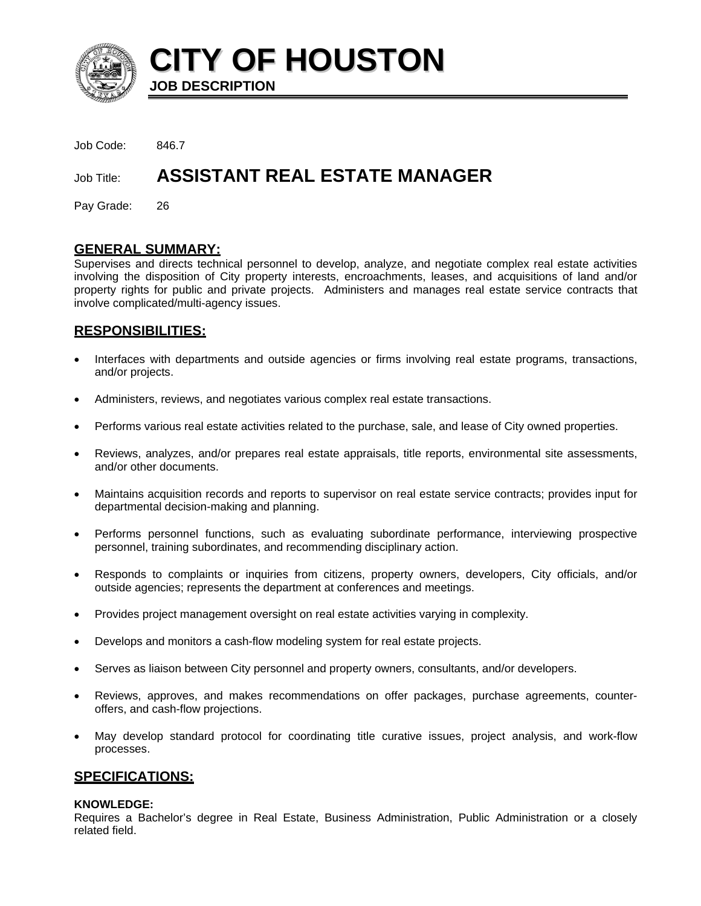# CITY OF HOUSTON

**JOB DESCRIPTION**

Job Code: 846.7

Job Title: **ASSISTANT REAL ESTATE MANAGER**

Pay Grade: 26

## GENERAL SUMMARY:

Supervises and directs technical personnel to develop, analyze, and negotiate complex real estate activities involving the disposition of City property interests, encroachments, leases, and acquisitions of land and/or property rights for public and private projects. Administers and manages real estate service contracts that involve complicated/multi-agency issues.

## RESPONSIBILITIES:

- Interfaces with departments and outside agencies or firms involving real estate programs, transactions, and/or projects.
- Administers, reviews, and negotiates various complex real estate transactions.
- Performs various real estate activities related to the purchase, sale, and lease of City owned properties.
- Reviews, analyzes, and/or prepares real estate appraisals, title reports, environmental site assessments, and/or other documents.
- Maintains acquisition records and reports to supervisor on real estate service contracts; provides input for departmental decision-making and planning.
- Performs personnel functions, such as evaluating subordinate performance, interviewing prospective personnel, training subordinates, and recommending disciplinary action.
- Responds to complaints or inquiries from citizens, property owners, developers, City officials, and/or outside agencies; represents the department at conferences and meetings.
- Provides project management oversight on real estate activities varying in complexity.
- Develops and monitors a cash-flow modeling system for real estate projects.
- Serves as liaison between City personnel and property owners, consultants, and/or developers.
- Reviews, approves, and makes recommendations on offer packages, purchase agreements, counter-offers, and cash-flow projections.
- May develop standard protocol for coordinating title curative issues, project analysis, and work-flow processes.

## SPECIFICATIONS:

**KNOWLEDGE:**

Requires a Bachelor's degree in Real Estate, Business Administration, Public Administration or a closely related field.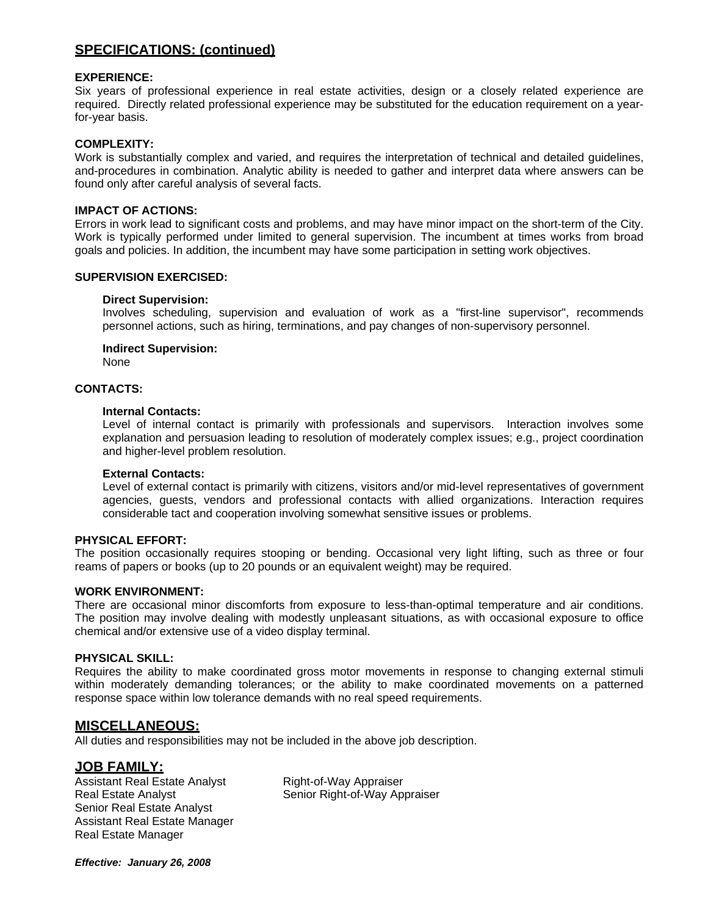## SPECIFICATIONS: (continued)

**EXPERIENCE:**
Six years of professional experience in real estate activities, design or a closely related experience are required. Directly related professional experience may be substituted for the education requirement on a year-for-year basis.

**COMPLEXITY:**
Work is substantially complex and varied, and requires the interpretation of technical and detailed guidelines, and-procedures in combination. Analytic ability is needed to gather and interpret data where answers can be found only after careful analysis of several facts.

**IMPACT OF ACTIONS:**
Errors in work lead to significant costs and problems, and may have minor impact on the short-term of the City. Work is typically performed under limited to general supervision. The incumbent at times works from broad goals and policies. In addition, the incumbent may have some participation in setting work objectives.

**SUPERVISION EXERCISED:**

**Direct Supervision:**
Involves scheduling, supervision and evaluation of work as a "first-line supervisor", recommends personnel actions, such as hiring, terminations, and pay changes of non-supervisory personnel.

**Indirect Supervision:**
None

**CONTACTS:**

**Internal Contacts:**
Level of internal contact is primarily with professionals and supervisors. Interaction involves some explanation and persuasion leading to resolution of moderately complex issues; e.g., project coordination and higher-level problem resolution.

**External Contacts:**
Level of external contact is primarily with citizens, visitors and/or mid-level representatives of government agencies, guests, vendors and professional contacts with allied organizations. Interaction requires considerable tact and cooperation involving somewhat sensitive issues or problems.

**PHYSICAL EFFORT:**
The position occasionally requires stooping or bending. Occasional very light lifting, such as three or four reams of papers or books (up to 20 pounds or an equivalent weight) may be required.

**WORK ENVIRONMENT:**
There are occasional minor discomforts from exposure to less-than-optimal temperature and air conditions. The position may involve dealing with modestly unpleasant situations, as with occasional exposure to office chemical and/or extensive use of a video display terminal.

**PHYSICAL SKILL:**
Requires the ability to make coordinated gross motor movements in response to changing external stimuli within moderately demanding tolerances; or the ability to make coordinated movements on a patterned response space within low tolerance demands with no real speed requirements.

## MISCELLANEOUS:

All duties and responsibilities may not be included in the above job description.

## JOB FAMILY:

Assistant Real Estate Analyst
Real Estate Analyst
Senior Real Estate Analyst
Assistant Real Estate Manager
Real Estate Manager
Right-of-Way Appraiser
Senior Right-of-Way Appraiser

***Effective: January 26, 2008***